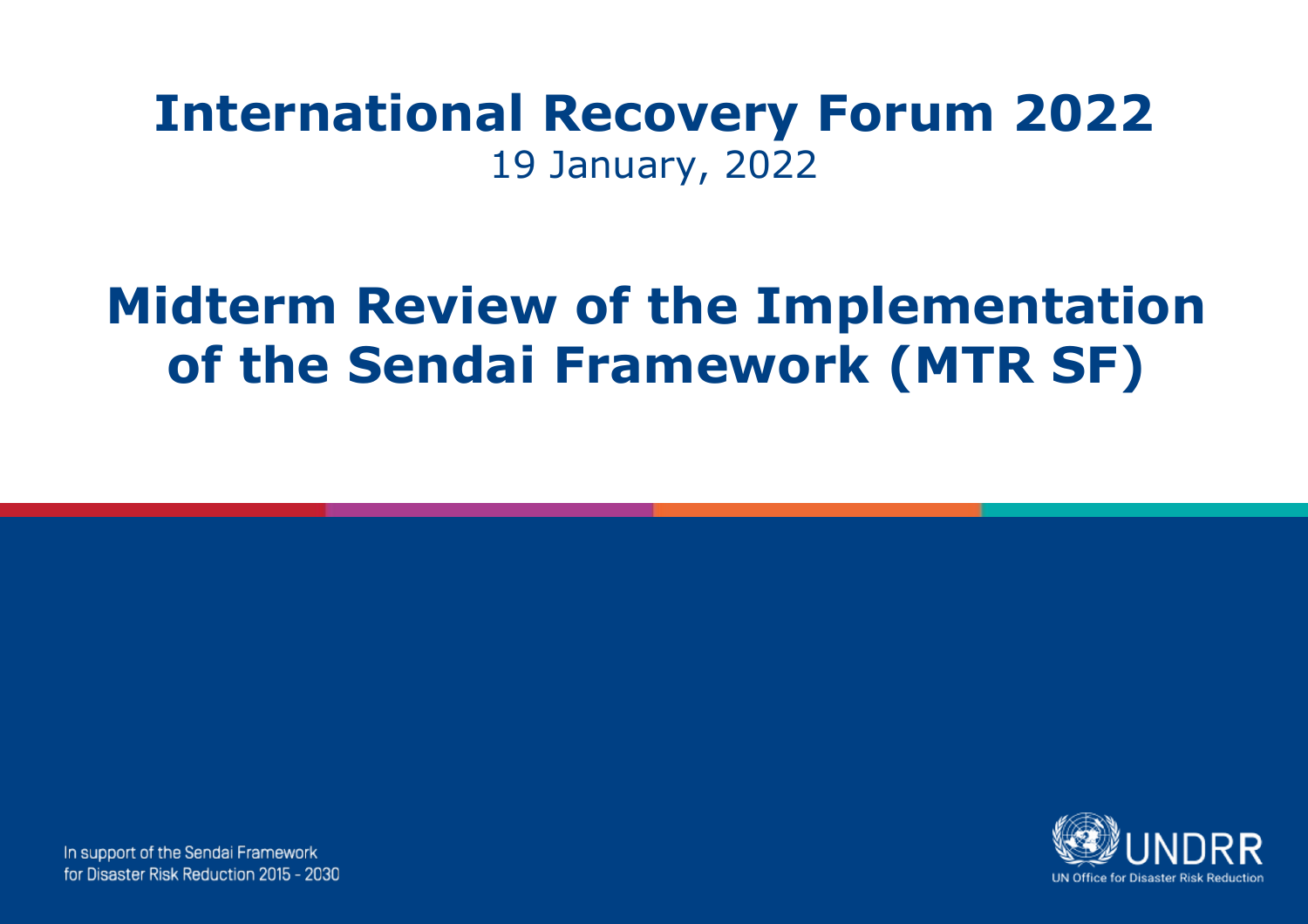# International Recovery Forum 2022

19 January, 2022

# Midterm Review of the Implementation of the Sendai Framework (MTR SF)

In support of the Sendai Framework for Disaster Risk Reduction 2015 - 2030

UNDRR

UN Office for Disaster Risk Reduction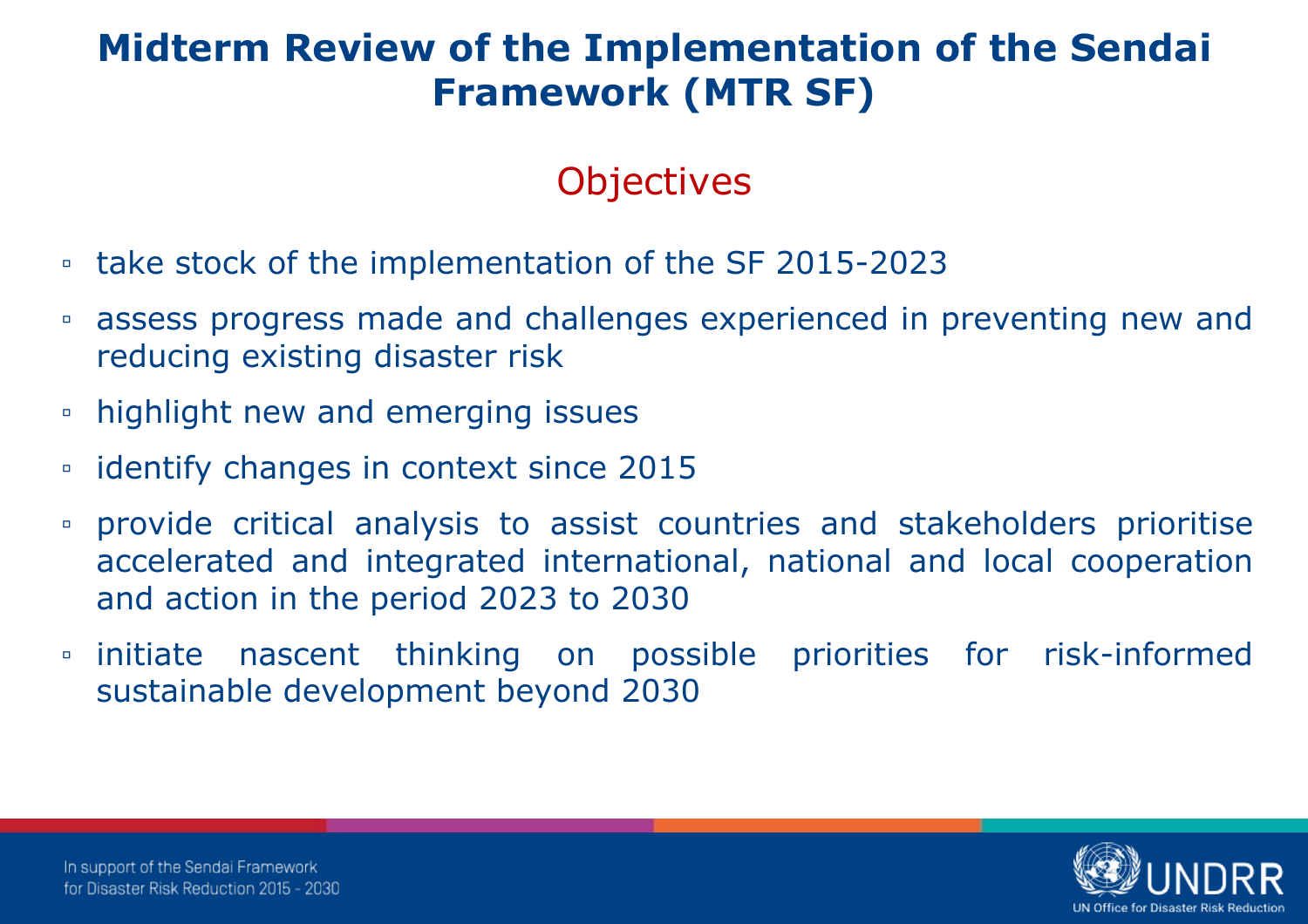# Midterm Review of the Implementation of the Sendai Framework (MTR SF)

## Objectives

- take stock of the implementation of the SF 2015-2023
- assess progress made and challenges experienced in preventing new and reducing existing disaster risk
- highlight new and emerging issues
- identify changes in context since 2015
- provide critical analysis to assist countries and stakeholders prioritise accelerated and integrated international, national and local cooperation and action in the period 2023 to 2030
- initiate nascent thinking on possible priorities for risk-informed sustainable development beyond 2030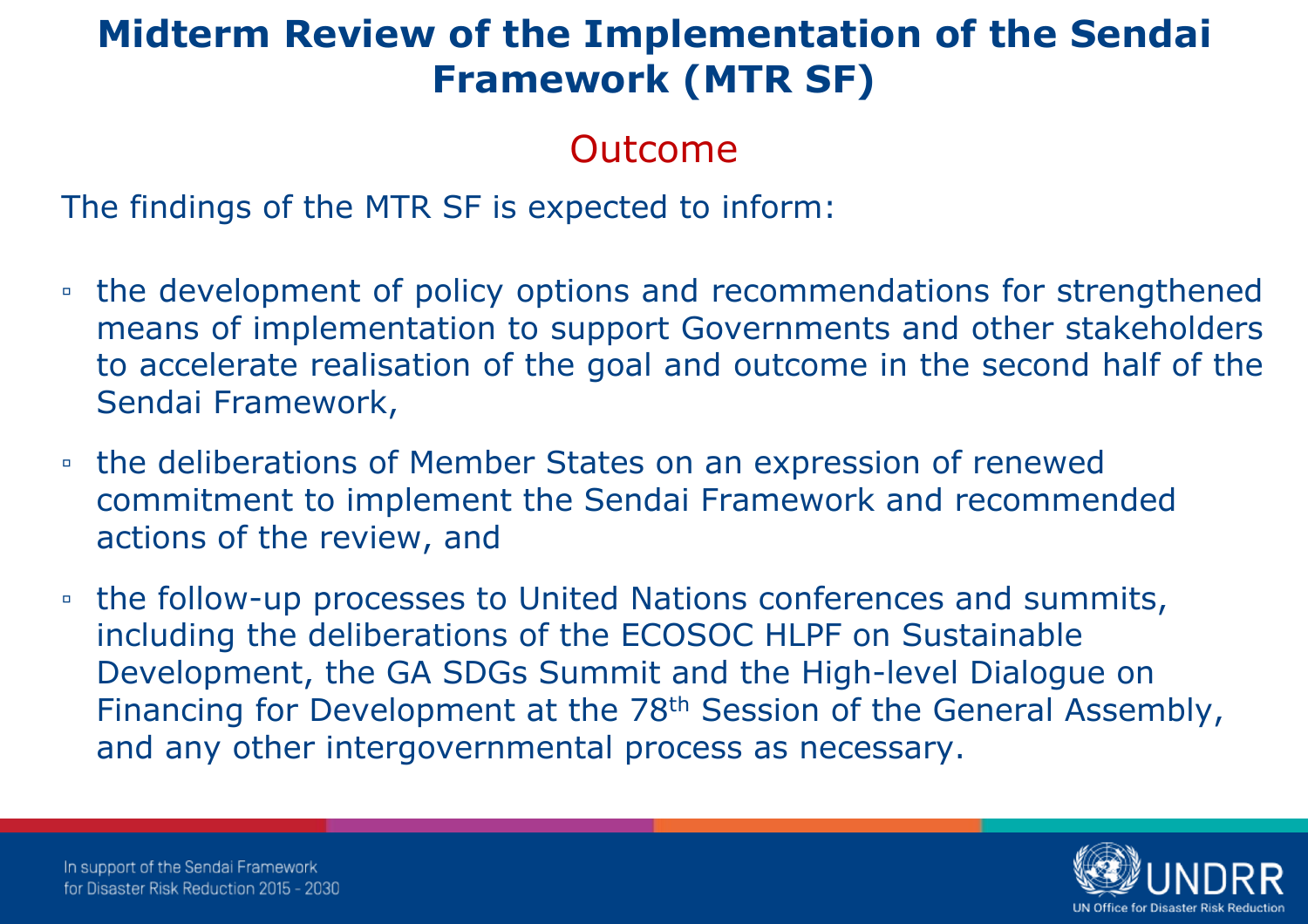# Midterm Review of the Implementation of the Sendai Framework (MTR SF)

## Outcome

The findings of the MTR SF is expected to inform:

- the development of policy options and recommendations for strengthened means of implementation to support Governments and other stakeholders to accelerate realisation of the goal and outcome in the second half of the Sendai Framework,
- the deliberations of Member States on an expression of renewed commitment to implement the Sendai Framework and recommended actions of the review, and
- the follow-up processes to United Nations conferences and summits, including the deliberations of the ECOSOC HLPF on Sustainable Development, the GA SDGs Summit and the High-level Dialogue on Financing for Development at the 78th Session of the General Assembly, and any other intergovernmental process as necessary.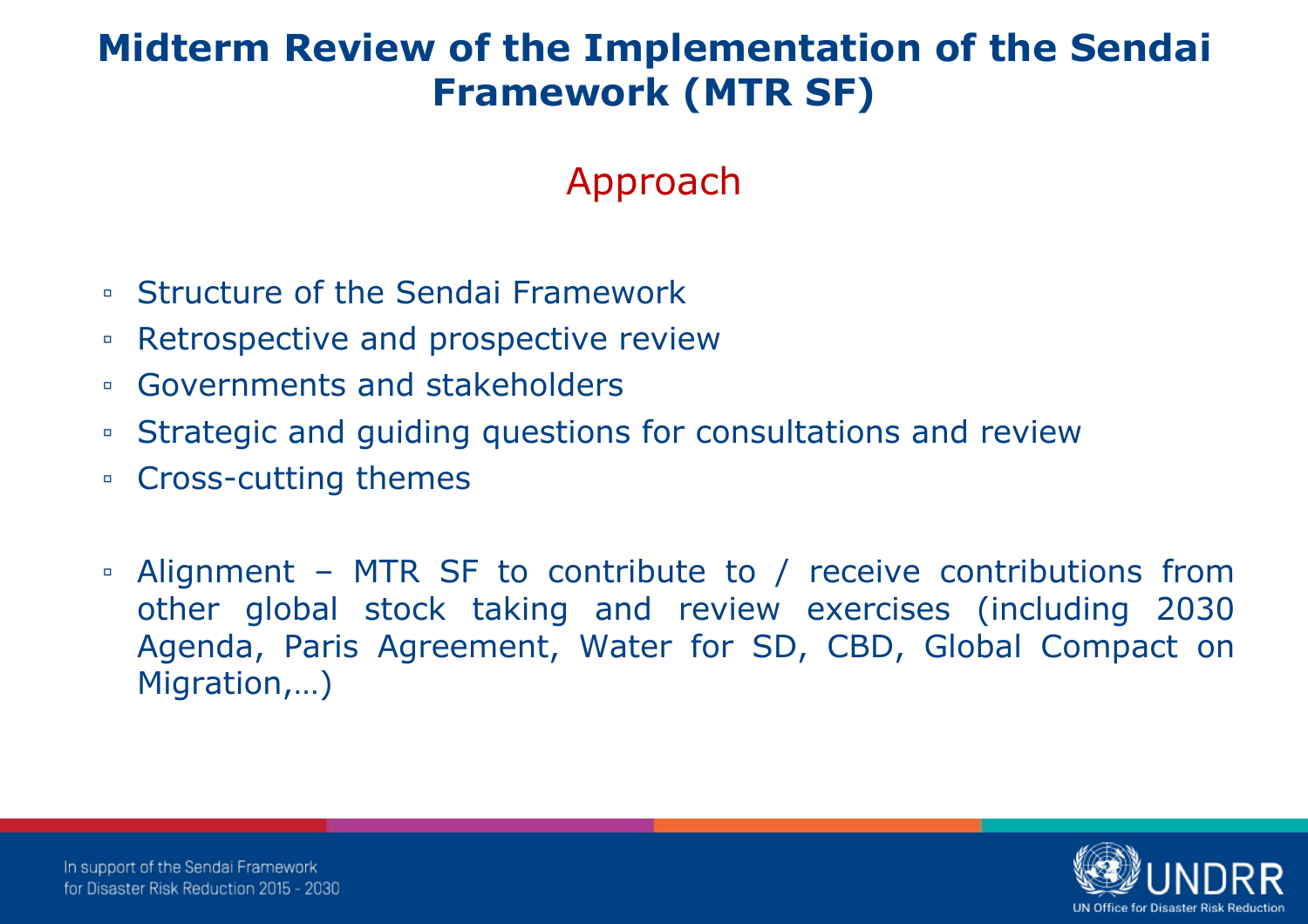# Midterm Review of the Implementation of the Sendai Framework (MTR SF)

## Approach

- Structure of the Sendai Framework
- Retrospective and prospective review
- Governments and stakeholders
- Strategic and guiding questions for consultations and review
- Cross-cutting themes

- Alignment – MTR SF to contribute to / receive contributions from other global stock taking and review exercises (including 2030 Agenda, Paris Agreement, Water for SD, CBD, Global Compact on Migration,…)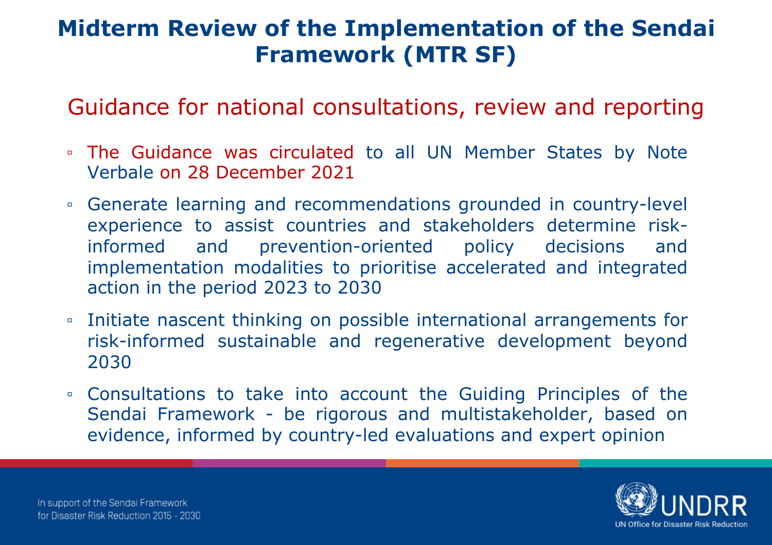# Midterm Review of the Implementation of the Sendai Framework (MTR SF)

## Guidance for national consultations, review and reporting

- The Guidance was circulated to all UN Member States by Note Verbale on 28 December 2021
- Generate learning and recommendations grounded in country-level experience to assist countries and stakeholders determine risk-informed and prevention-oriented policy decisions and implementation modalities to prioritise accelerated and integrated action in the period 2023 to 2030
- Initiate nascent thinking on possible international arrangements for risk-informed sustainable and regenerative development beyond 2030
- Consultations to take into account the Guiding Principles of the Sendai Framework - be rigorous and multistakeholder, based on evidence, informed by country-led evaluations and expert opinion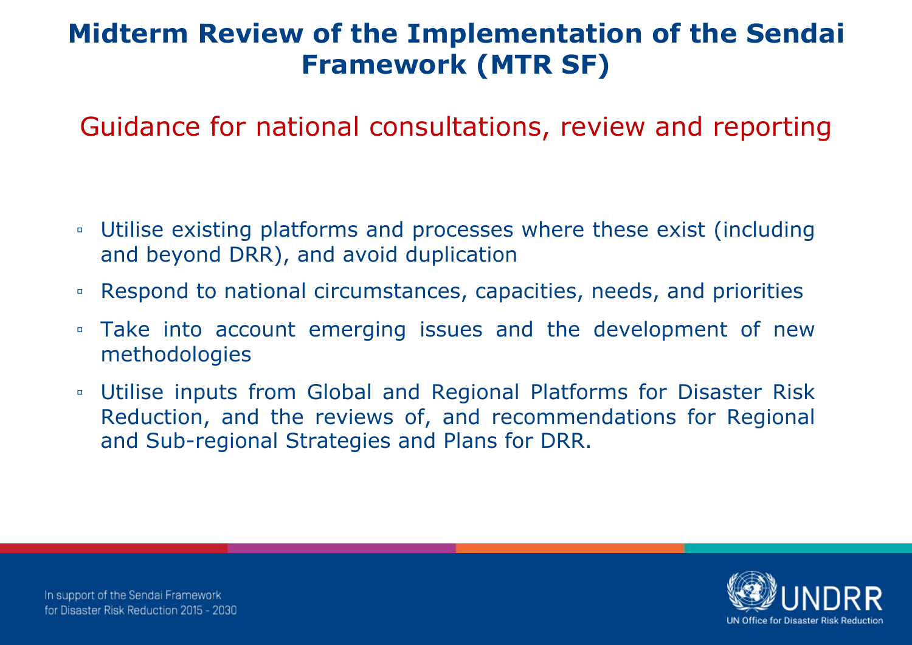# Midterm Review of the Implementation of the Sendai Framework (MTR SF)

## Guidance for national consultations, review and reporting

- Utilise existing platforms and processes where these exist (including and beyond DRR), and avoid duplication
- Respond to national circumstances, capacities, needs, and priorities
- Take into account emerging issues and the development of new methodologies
- Utilise inputs from Global and Regional Platforms for Disaster Risk Reduction, and the reviews of, and recommendations for Regional and Sub-regional Strategies and Plans for DRR.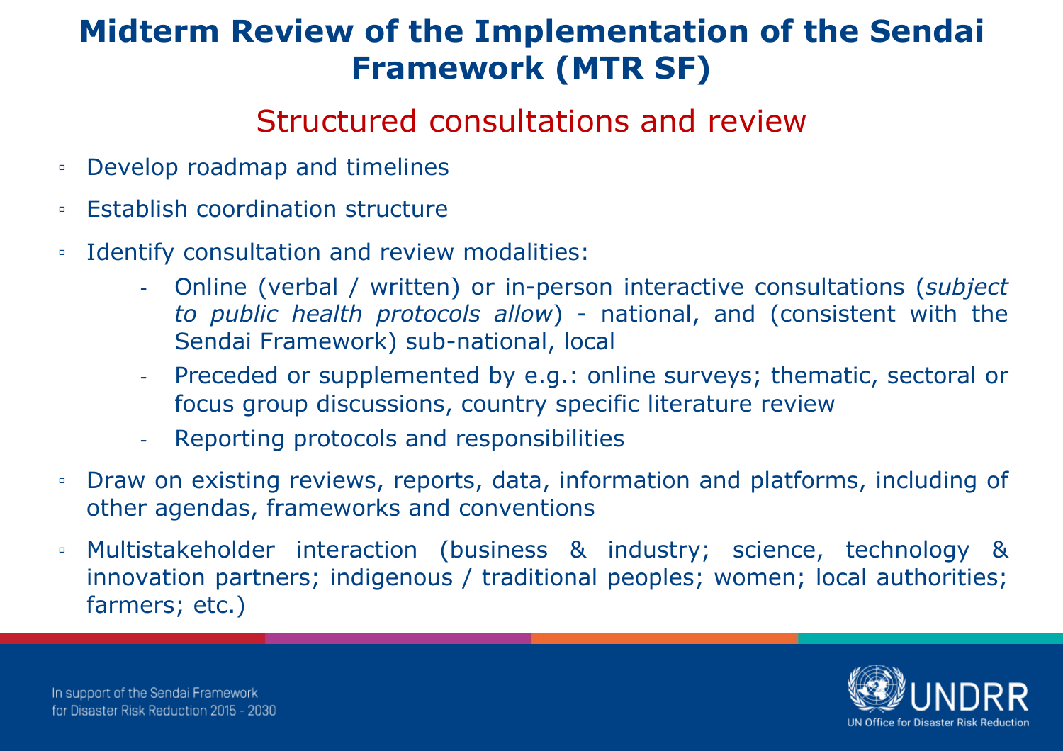# Midterm Review of the Implementation of the Sendai Framework (MTR SF)

## Structured consultations and review

- Develop roadmap and timelines
- Establish coordination structure
- Identify consultation and review modalities:
  - Online (verbal / written) or in-person interactive consultations (*subject to public health protocols allow*) - national, and (consistent with the Sendai Framework) sub-national, local
  - Preceded or supplemented by e.g.: online surveys; thematic, sectoral or focus group discussions, country specific literature review
  - Reporting protocols and responsibilities
- Draw on existing reviews, reports, data, information and platforms, including of other agendas, frameworks and conventions
- Multistakeholder interaction (business & industry; science, technology & innovation partners; indigenous / traditional peoples; women; local authorities; farmers; etc.)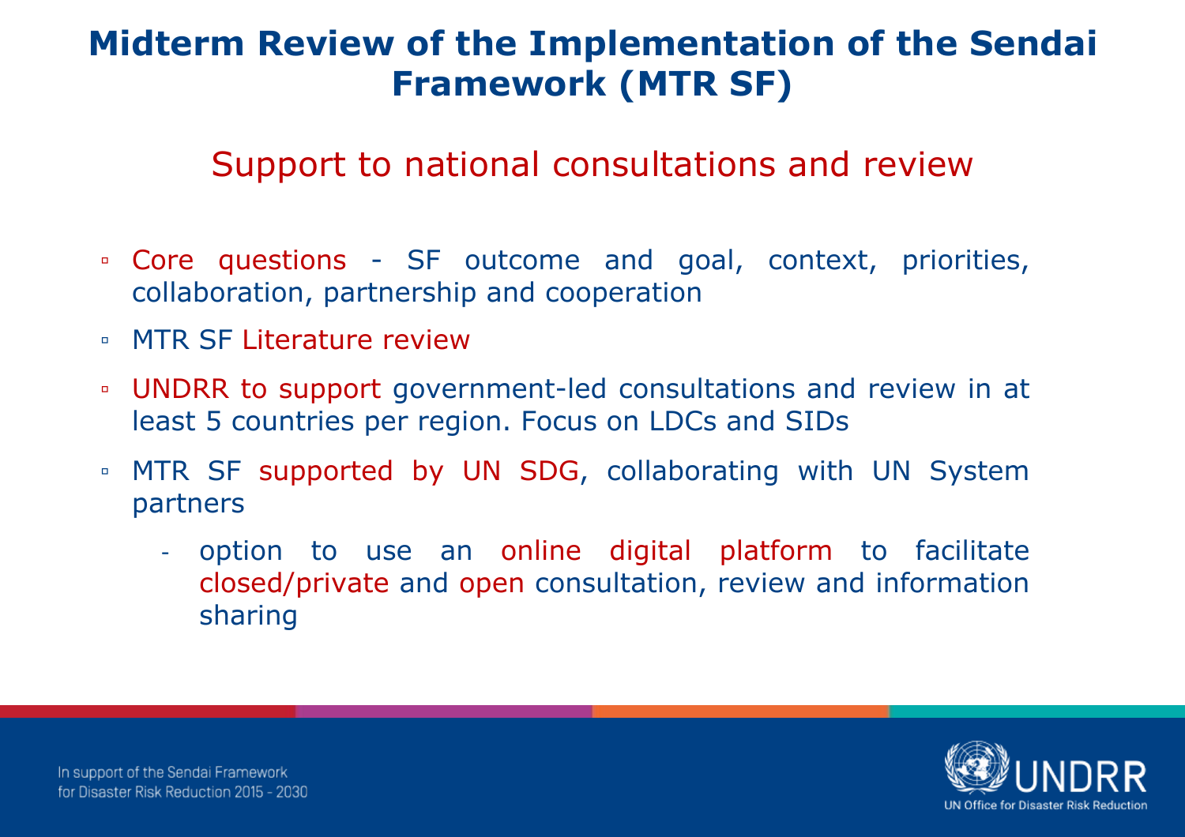# Midterm Review of the Implementation of the Sendai Framework (MTR SF)

## Support to national consultations and review

- Core questions - SF outcome and goal, context, priorities, collaboration, partnership and cooperation
- MTR SF Literature review
- UNDRR to support government-led consultations and review in at least 5 countries per region. Focus on LDCs and SIDs
- MTR SF supported by UN SDG, collaborating with UN System partners
  - option to use an online digital platform to facilitate closed/private and open consultation, review and information sharing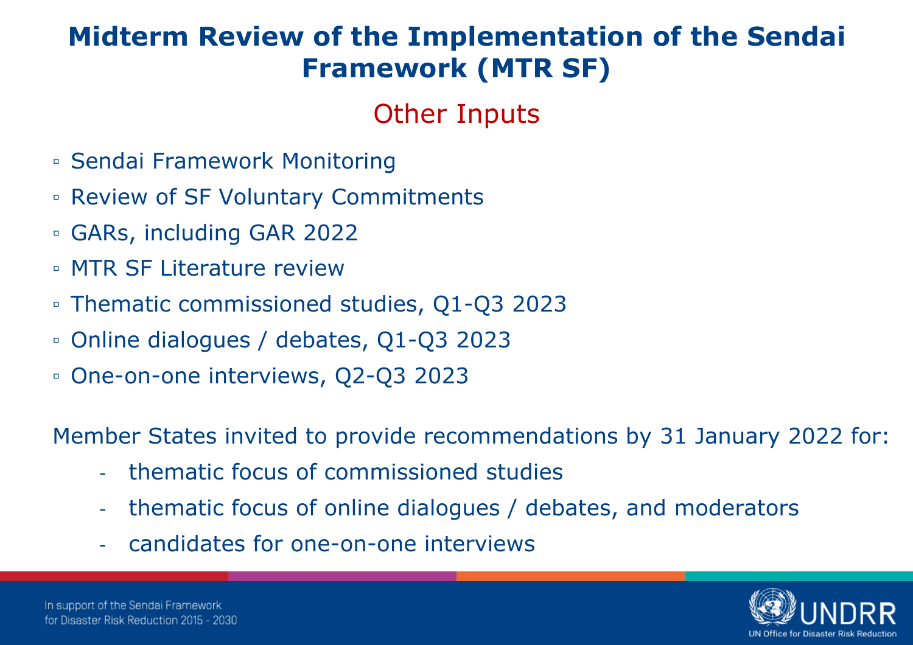# Midterm Review of the Implementation of the Sendai Framework (MTR SF)

## Other Inputs

- Sendai Framework Monitoring
- Review of SF Voluntary Commitments
- GARs, including GAR 2022
- MTR SF Literature review
- Thematic commissioned studies, Q1-Q3 2023
- Online dialogues / debates, Q1-Q3 2023
- One-on-one interviews, Q2-Q3 2023

Member States invited to provide recommendations by 31 January 2022 for:

- thematic focus of commissioned studies
- thematic focus of online dialogues / debates, and moderators
- candidates for one-on-one interviews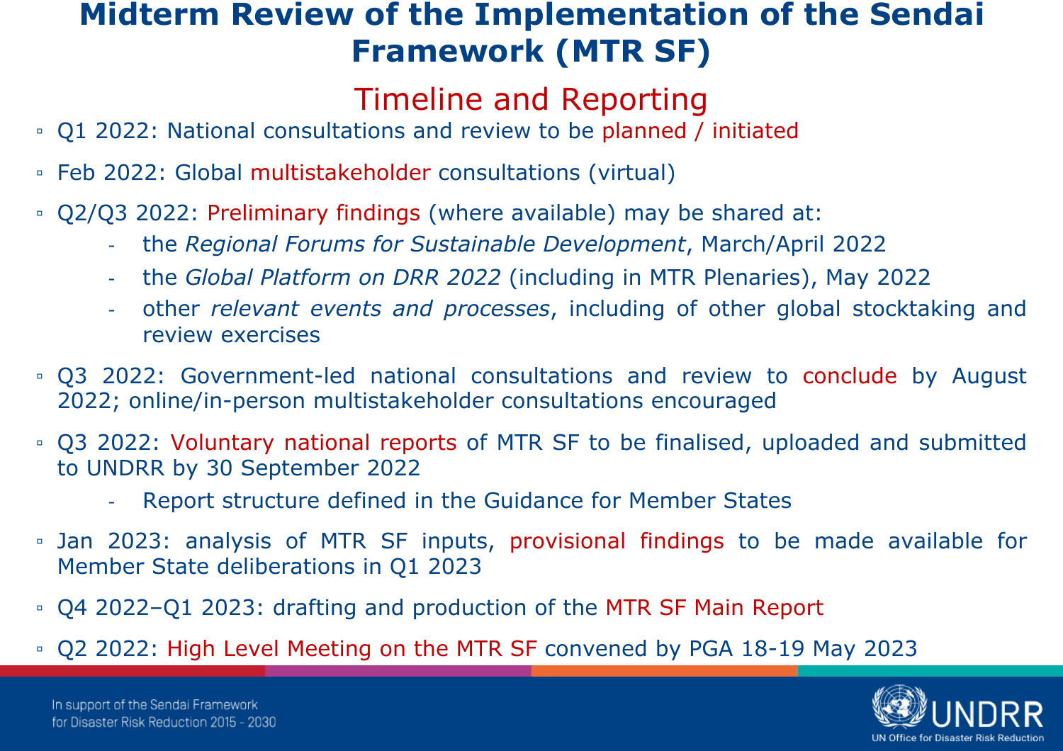# Midterm Review of the Implementation of the Sendai Framework (MTR SF)

## Timeline and Reporting

- Q1 2022: National consultations and review to be planned / initiated
- Feb 2022: Global multistakeholder consultations (virtual)
- Q2/Q3 2022: Preliminary findings (where available) may be shared at:
  - the *Regional Forums for Sustainable Development*, March/April 2022
  - the *Global Platform on DRR 2022* (including in MTR Plenaries), May 2022
  - other *relevant events and processes*, including of other global stocktaking and review exercises
- Q3 2022: Government-led national consultations and review to conclude by August 2022; online/in-person multistakeholder consultations encouraged
- Q3 2022: Voluntary national reports of MTR SF to be finalised, uploaded and submitted to UNDRR by 30 September 2022
  - Report structure defined in the Guidance for Member States
- Jan 2023: analysis of MTR SF inputs, provisional findings to be made available for Member State deliberations in Q1 2023
- Q4 2022–Q1 2023: drafting and production of the MTR SF Main Report
- Q2 2022: High Level Meeting on the MTR SF convened by PGA 18-19 May 2023

In support of the Sendai Framework for Disaster Risk Reduction 2015 - 2030

UNDRR
UN Office for Disaster Risk Reduction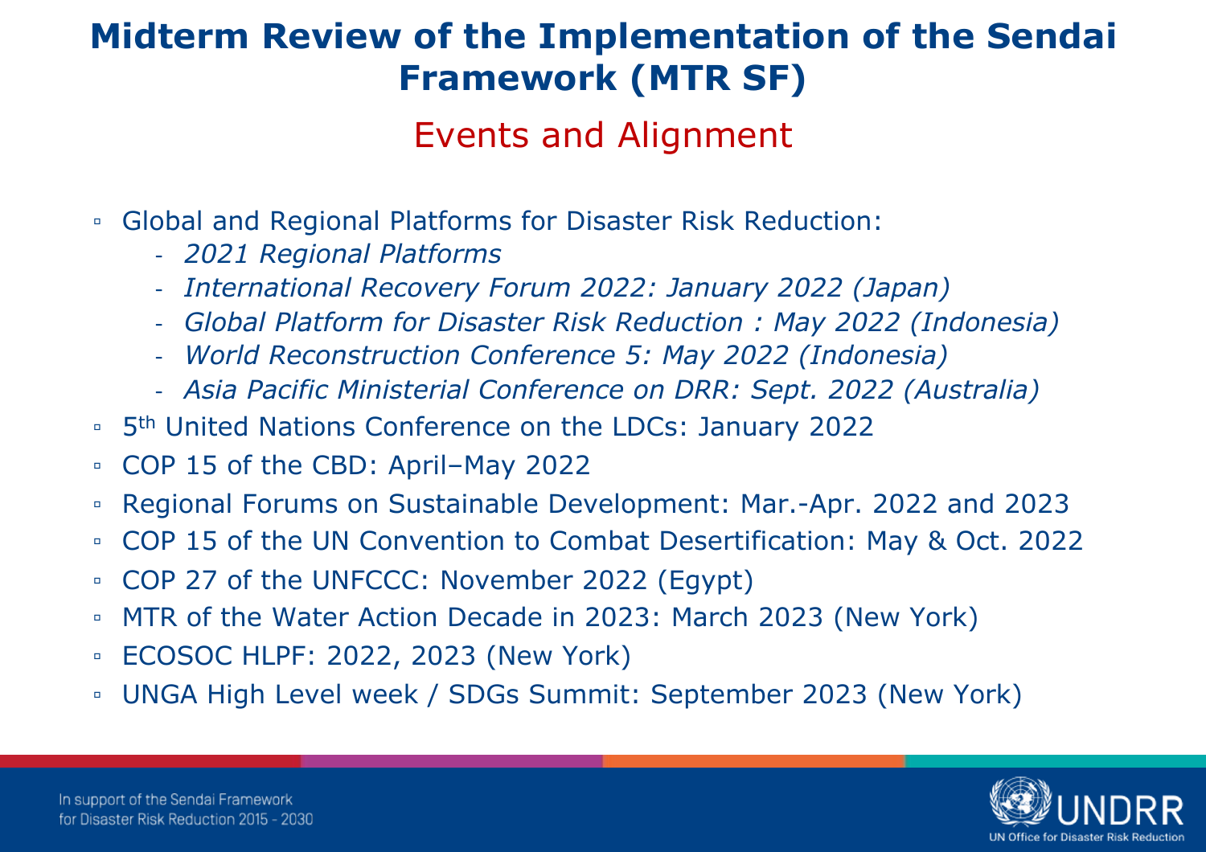# Midterm Review of the Implementation of the Sendai Framework (MTR SF)

## Events and Alignment

- Global and Regional Platforms for Disaster Risk Reduction:
  - *2021 Regional Platforms*
  - *International Recovery Forum 2022: January 2022 (Japan)*
  - *Global Platform for Disaster Risk Reduction : May 2022 (Indonesia)*
  - *World Reconstruction Conference 5: May 2022 (Indonesia)*
  - *Asia Pacific Ministerial Conference on DRR: Sept. 2022 (Australia)*
- 5th United Nations Conference on the LDCs: January 2022
- COP 15 of the CBD: April–May 2022
- Regional Forums on Sustainable Development: Mar.-Apr. 2022 and 2023
- COP 15 of the UN Convention to Combat Desertification: May & Oct. 2022
- COP 27 of the UNFCCC: November 2022 (Egypt)
- MTR of the Water Action Decade in 2023: March 2023 (New York)
- ECOSOC HLPF: 2022, 2023 (New York)
- UNGA High Level week / SDGs Summit: September 2023 (New York)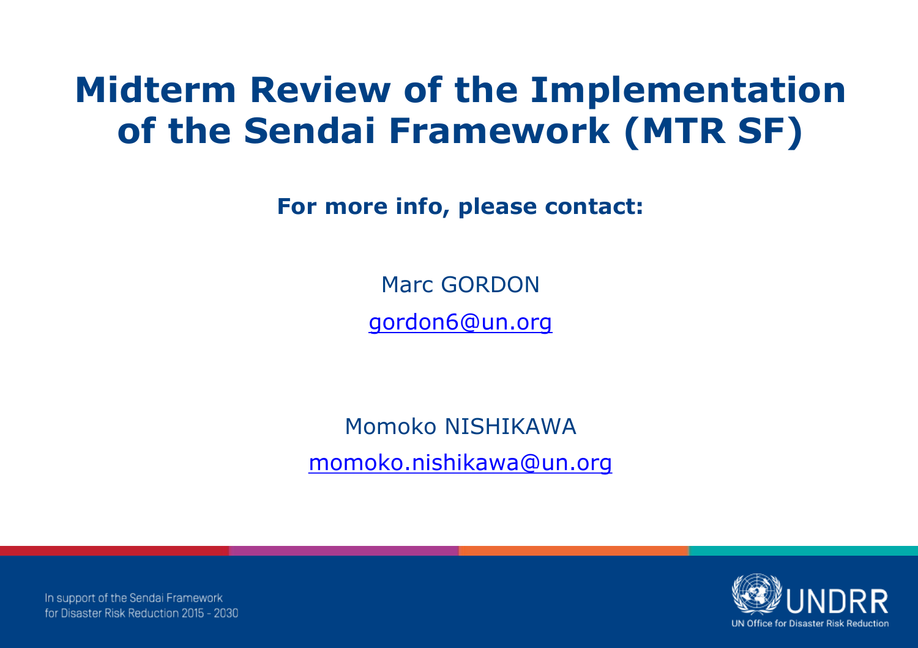# Midterm Review of the Implementation of the Sendai Framework (MTR SF)

**For more info, please contact:**

Marc GORDON

gordon6@un.org

Momoko NISHIKAWA

momoko.nishikawa@un.org

In support of the Sendai Framework for Disaster Risk Reduction 2015 - 2030

UNDRR

UN Office for Disaster Risk Reduction